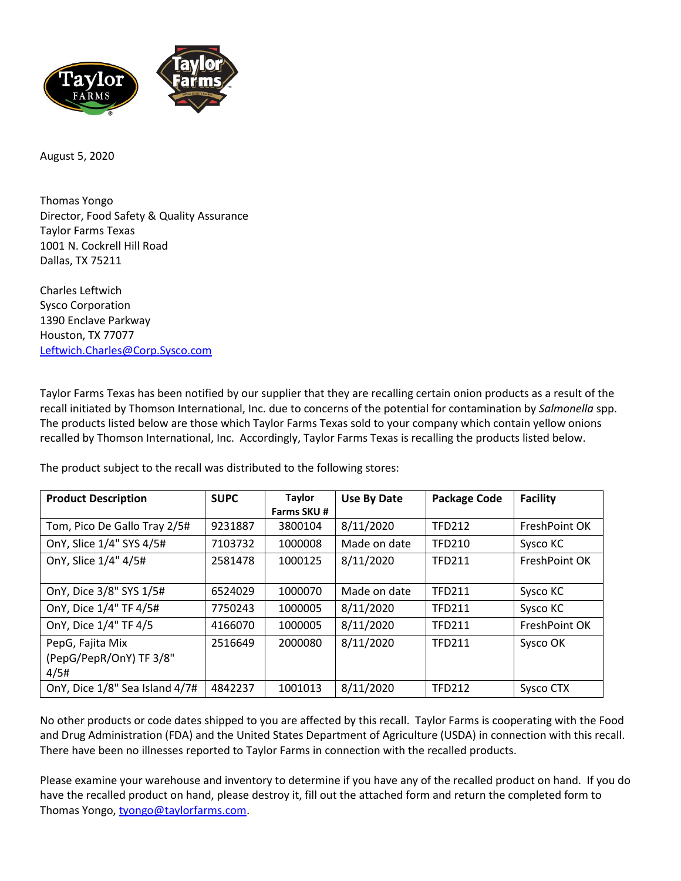August 5, 2020

Thomas Yongo
Director, Food Safety & Quality Assurance
Taylor Farms Texas
1001 N. Cockrell Hill Road
Dallas, TX 75211

Charles Leftwich
Sysco Corporation
1390 Enclave Parkway
Houston, TX 77077
Leftwich.Charles@Corp.Sysco.com

Taylor Farms Texas has been notified by our supplier that they are recalling certain onion products as a result of the recall initiated by Thomson International, Inc. due to concerns of the potential for contamination by *Salmonella* spp. The products listed below are those which Taylor Farms Texas sold to your company which contain yellow onions recalled by Thomson International, Inc. Accordingly, Taylor Farms Texas is recalling the products listed below.

The product subject to the recall was distributed to the following stores:

| Product Description | SUPC | Taylor Farms SKU # | Use By Date | Package Code | Facility |
|---|---|---|---|---|---|
| Tom, Pico De Gallo Tray 2/5# | 9231887 | 3800104 | 8/11/2020 | TFD212 | FreshPoint OK |
| OnY, Slice 1/4" SYS 4/5# | 7103732 | 1000008 | Made on date | TFD210 | Sysco KC |
| OnY, Slice 1/4" 4/5# | 2581478 | 1000125 | 8/11/2020 | TFD211 | FreshPoint OK |
| OnY, Dice 3/8" SYS 1/5# | 6524029 | 1000070 | Made on date | TFD211 | Sysco KC |
| OnY, Dice 1/4" TF 4/5# | 7750243 | 1000005 | 8/11/2020 | TFD211 | Sysco KC |
| OnY, Dice 1/4" TF 4/5 | 4166070 | 1000005 | 8/11/2020 | TFD211 | FreshPoint OK |
| PepG, Fajita Mix (PepG/PepR/OnY) TF 3/8" 4/5# | 2516649 | 2000080 | 8/11/2020 | TFD211 | Sysco OK |
| OnY, Dice 1/8" Sea Island 4/7# | 4842237 | 1001013 | 8/11/2020 | TFD212 | Sysco CTX |

No other products or code dates shipped to you are affected by this recall. Taylor Farms is cooperating with the Food and Drug Administration (FDA) and the United States Department of Agriculture (USDA) in connection with this recall. There have been no illnesses reported to Taylor Farms in connection with the recalled products.

Please examine your warehouse and inventory to determine if you have any of the recalled product on hand. If you do have the recalled product on hand, please destroy it, fill out the attached form and return the completed form to Thomas Yongo, tyongo@taylorfarms.com.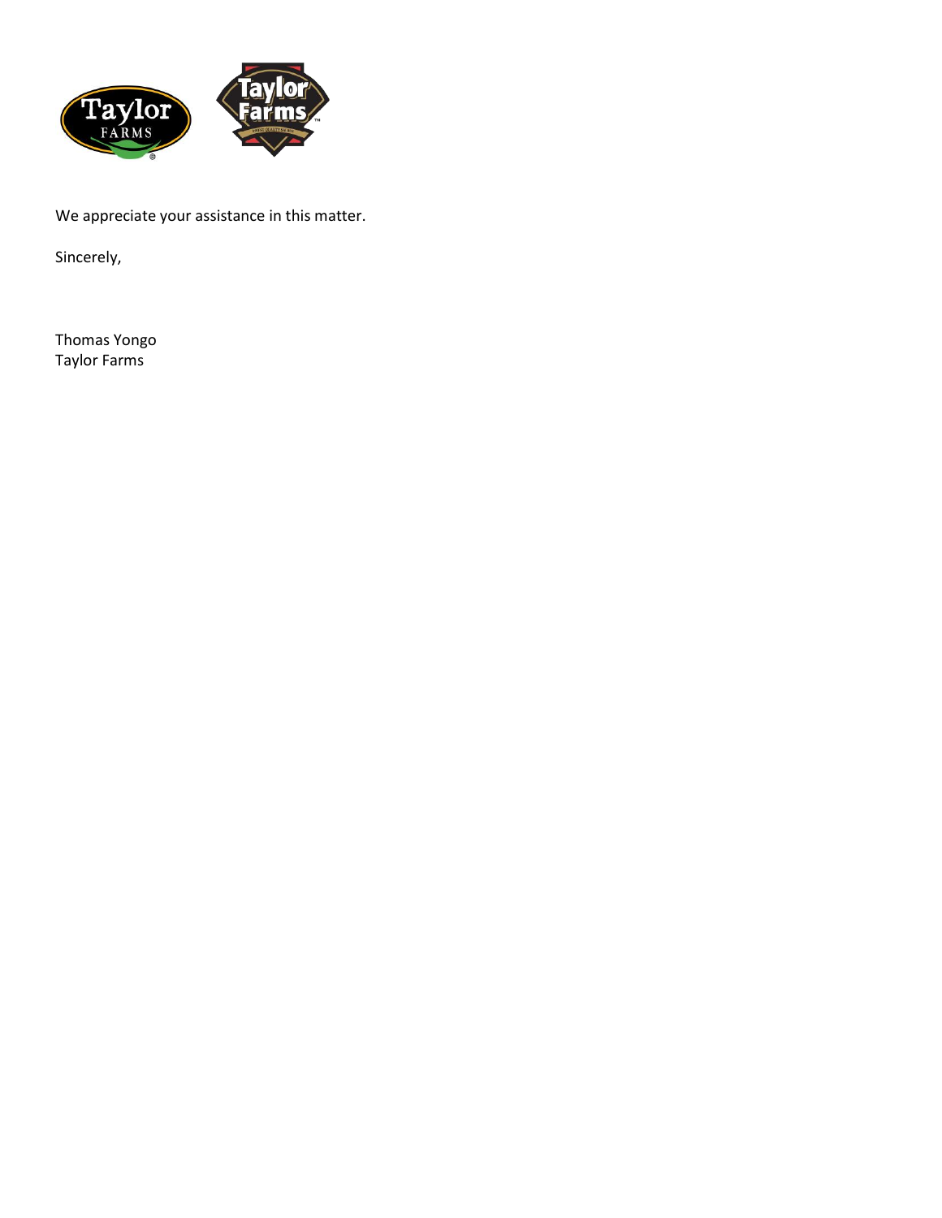We appreciate your assistance in this matter.

Sincerely,

Thomas Yongo  
Taylor Farms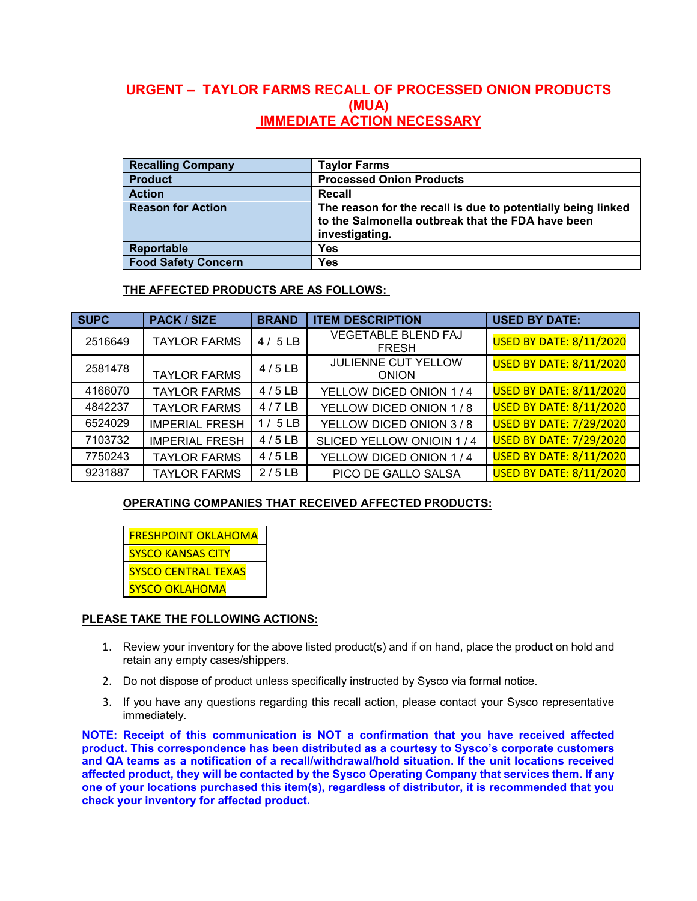# URGENT – TAYLOR FARMS RECALL OF PROCESSED ONION PRODUCTS (MUA)

## IMMEDIATE ACTION NECESSARY

| | |
|---|---|
| **Recalling Company** | **Taylor Farms** |
| **Product** | **Processed Onion Products** |
| **Action** | **Recall** |
| **Reason for Action** | **The reason for the recall is due to potentially being linked to the Salmonella outbreak that the FDA have been investigating.** |
| **Reportable** | **Yes** |
| **Food Safety Concern** | **Yes** |

**THE AFFECTED PRODUCTS ARE AS FOLLOWS:**

| SUPC | PACK / SIZE | BRAND | ITEM DESCRIPTION | USED BY DATE: |
|---|---|---|---|---|
| 2516649 | TAYLOR FARMS | 4 / 5 LB | VEGETABLE BLEND FAJ FRESH | USED BY DATE: 8/11/2020 |
| 2581478 | TAYLOR FARMS | 4 / 5 LB | JULIENNE CUT YELLOW ONION | USED BY DATE: 8/11/2020 |
| 4166070 | TAYLOR FARMS | 4 / 5 LB | YELLOW DICED ONION 1 / 4 | USED BY DATE: 8/11/2020 |
| 4842237 | TAYLOR FARMS | 4 / 7 LB | YELLOW DICED ONION 1 / 8 | USED BY DATE: 8/11/2020 |
| 6524029 | IMPERIAL FRESH | 1 / 5 LB | YELLOW DICED ONION 3 / 8 | USED BY DATE: 7/29/2020 |
| 7103732 | IMPERIAL FRESH | 4 / 5 LB | SLICED YELLOW ONIOIN 1 / 4 | USED BY DATE: 7/29/2020 |
| 7750243 | TAYLOR FARMS | 4 / 5 LB | YELLOW DICED ONION 1 / 4 | USED BY DATE: 8/11/2020 |
| 9231887 | TAYLOR FARMS | 2 / 5 LB | PICO DE GALLO SALSA | USED BY DATE: 8/11/2020 |

**OPERATING COMPANIES THAT RECEIVED AFFECTED PRODUCTS:**

| |
|---|
| FRESHPOINT OKLAHOMA |
| SYSCO KANSAS CITY |
| SYSCO CENTRAL TEXAS |
| SYSCO OKLAHOMA |

**PLEASE TAKE THE FOLLOWING ACTIONS:**

1. Review your inventory for the above listed product(s) and if on hand, place the product on hold and retain any empty cases/shippers.
2. Do not dispose of product unless specifically instructed by Sysco via formal notice.
3. If you have any questions regarding this recall action, please contact your Sysco representative immediately.

**NOTE: Receipt of this communication is NOT a confirmation that you have received affected product. This correspondence has been distributed as a courtesy to Sysco's corporate customers and QA teams as a notification of a recall/withdrawal/hold situation. If the unit locations received affected product, they will be contacted by the Sysco Operating Company that services them. If any one of your locations purchased this item(s), regardless of distributor, it is recommended that you check your inventory for affected product.**